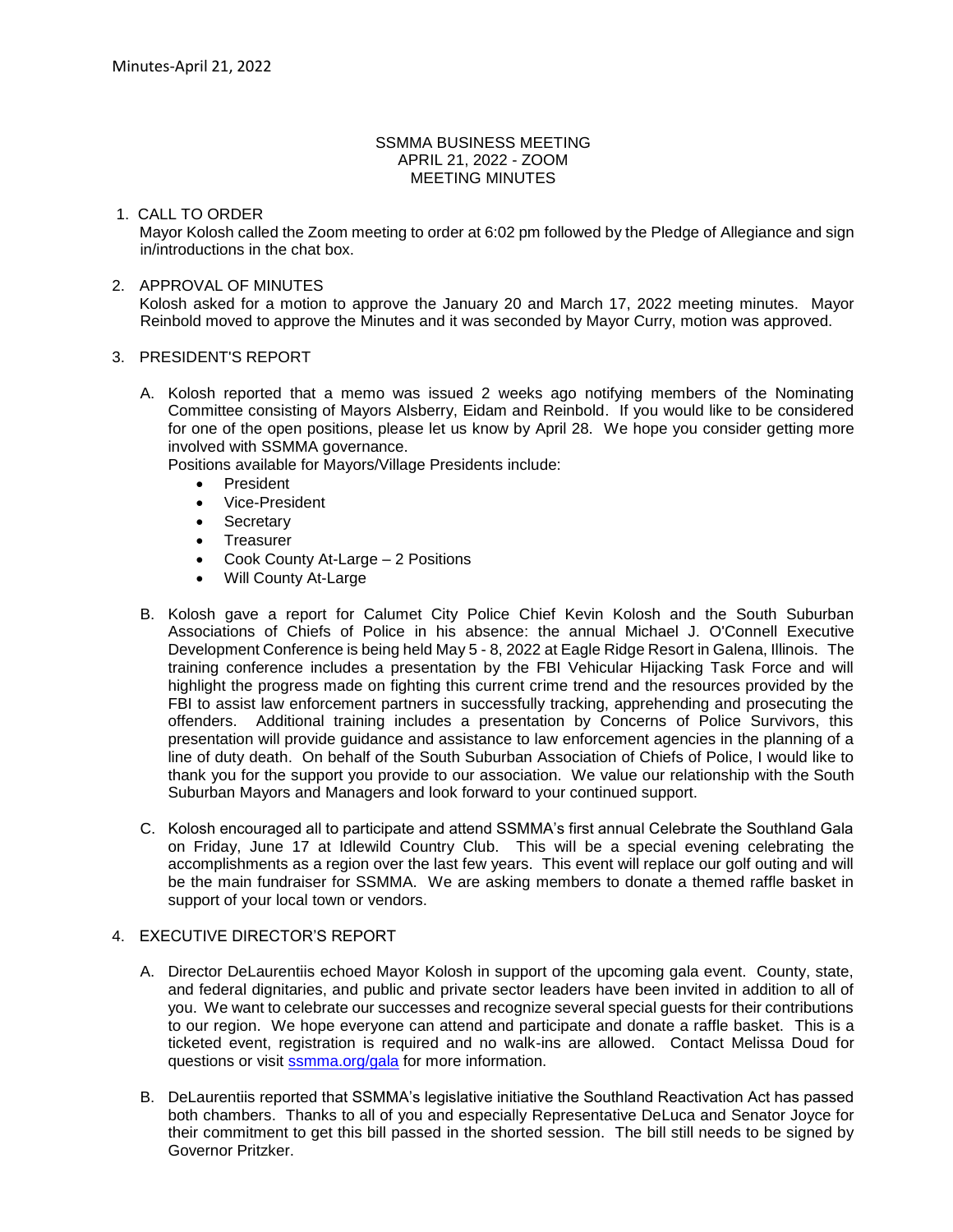Minutes-April 21, 2022

# SSMMA BUSINESS MEETING
## APRIL 21, 2022 - ZOOM
## MEETING MINUTES

1. CALL TO ORDER
   Mayor Kolosh called the Zoom meeting to order at 6:02 pm followed by the Pledge of Allegiance and sign in/introductions in the chat box.

2. APPROVAL OF MINUTES
   Kolosh asked for a motion to approve the January 20 and March 17, 2022 meeting minutes. Mayor Reinbold moved to approve the Minutes and it was seconded by Mayor Curry, motion was approved.

3. PRESIDENT'S REPORT

   A. Kolosh reported that a memo was issued 2 weeks ago notifying members of the Nominating Committee consisting of Mayors Alsberry, Eidam and Reinbold. If you would like to be considered for one of the open positions, please let us know by April 28. We hope you consider getting more involved with SSMMA governance.
   Positions available for Mayors/Village Presidents include:
   - President
   - Vice-President
   - Secretary
   - Treasurer
   - Cook County At-Large – 2 Positions
   - Will County At-Large

   B. Kolosh gave a report for Calumet City Police Chief Kevin Kolosh and the South Suburban Associations of Chiefs of Police in his absence: the annual Michael J. O'Connell Executive Development Conference is being held May 5 - 8, 2022 at Eagle Ridge Resort in Galena, Illinois. The training conference includes a presentation by the FBI Vehicular Hijacking Task Force and will highlight the progress made on fighting this current crime trend and the resources provided by the FBI to assist law enforcement partners in successfully tracking, apprehending and prosecuting the offenders. Additional training includes a presentation by Concerns of Police Survivors, this presentation will provide guidance and assistance to law enforcement agencies in the planning of a line of duty death. On behalf of the South Suburban Association of Chiefs of Police, I would like to thank you for the support you provide to our association. We value our relationship with the South Suburban Mayors and Managers and look forward to your continued support.

   C. Kolosh encouraged all to participate and attend SSMMA's first annual Celebrate the Southland Gala on Friday, June 17 at Idlewild Country Club. This will be a special evening celebrating the accomplishments as a region over the last few years. This event will replace our golf outing and will be the main fundraiser for SSMMA. We are asking members to donate a themed raffle basket in support of your local town or vendors.

4. EXECUTIVE DIRECTOR'S REPORT

   A. Director DeLaurentiis echoed Mayor Kolosh in support of the upcoming gala event. County, state, and federal dignitaries, and public and private sector leaders have been invited in addition to all of you. We want to celebrate our successes and recognize several special guests for their contributions to our region. We hope everyone can attend and participate and donate a raffle basket. This is a ticketed event, registration is required and no walk-ins are allowed. Contact Melissa Doud for questions or visit [ssmma.org/gala](ssmma.org/gala) for more information.

   B. DeLaurentiis reported that SSMMA's legislative initiative the Southland Reactivation Act has passed both chambers. Thanks to all of you and especially Representative DeLuca and Senator Joyce for their commitment to get this bill passed in the shorted session. The bill still needs to be signed by Governor Pritzker.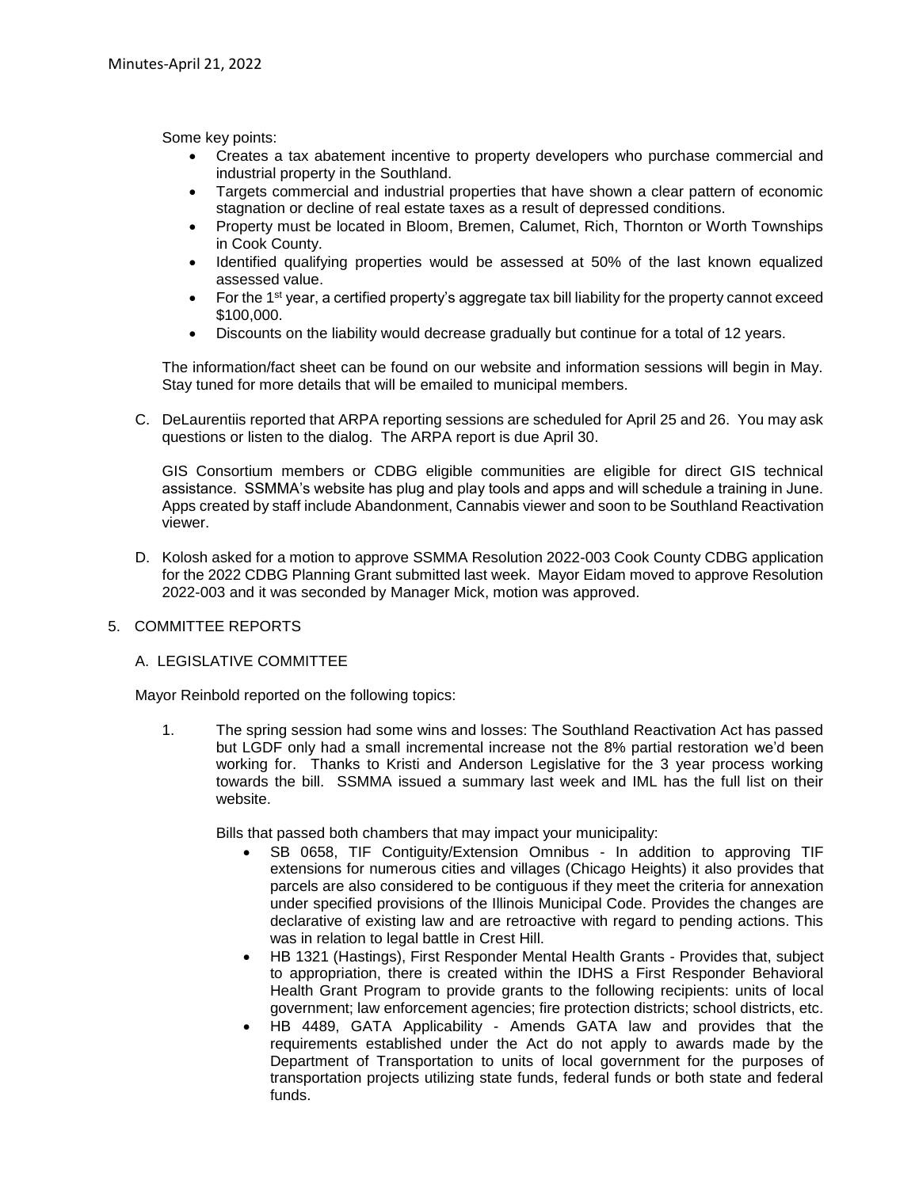Some key points:

- Creates a tax abatement incentive to property developers who purchase commercial and industrial property in the Southland.
- Targets commercial and industrial properties that have shown a clear pattern of economic stagnation or decline of real estate taxes as a result of depressed conditions.
- Property must be located in Bloom, Bremen, Calumet, Rich, Thornton or Worth Townships in Cook County.
- Identified qualifying properties would be assessed at 50% of the last known equalized assessed value.
- For the 1st year, a certified property's aggregate tax bill liability for the property cannot exceed $100,000.
- Discounts on the liability would decrease gradually but continue for a total of 12 years.

The information/fact sheet can be found on our website and information sessions will begin in May. Stay tuned for more details that will be emailed to municipal members.

C. DeLaurentiis reported that ARPA reporting sessions are scheduled for April 25 and 26. You may ask questions or listen to the dialog. The ARPA report is due April 30.

   GIS Consortium members or CDBG eligible communities are eligible for direct GIS technical assistance. SSMMA's website has plug and play tools and apps and will schedule a training in June. Apps created by staff include Abandonment, Cannabis viewer and soon to be Southland Reactivation viewer.

D. Kolosh asked for a motion to approve SSMMA Resolution 2022-003 Cook County CDBG application for the 2022 CDBG Planning Grant submitted last week. Mayor Eidam moved to approve Resolution 2022-003 and it was seconded by Manager Mick, motion was approved.

5. COMMITTEE REPORTS

   A. LEGISLATIVE COMMITTEE

Mayor Reinbold reported on the following topics:

1. The spring session had some wins and losses: The Southland Reactivation Act has passed but LGDF only had a small incremental increase not the 8% partial restoration we'd been working for. Thanks to Kristi and Anderson Legislative for the 3 year process working towards the bill. SSMMA issued a summary last week and IML has the full list on their website.

   Bills that passed both chambers that may impact your municipality:

   - SB 0658, TIF Contiguity/Extension Omnibus - In addition to approving TIF extensions for numerous cities and villages (Chicago Heights) it also provides that parcels are also considered to be contiguous if they meet the criteria for annexation under specified provisions of the Illinois Municipal Code. Provides the changes are declarative of existing law and are retroactive with regard to pending actions. This was in relation to legal battle in Crest Hill.
   - HB 1321 (Hastings), First Responder Mental Health Grants - Provides that, subject to appropriation, there is created within the IDHS a First Responder Behavioral Health Grant Program to provide grants to the following recipients: units of local government; law enforcement agencies; fire protection districts; school districts, etc.
   - HB 4489, GATA Applicability - Amends GATA law and provides that the requirements established under the Act do not apply to awards made by the Department of Transportation to units of local government for the purposes of transportation projects utilizing state funds, federal funds or both state and federal funds.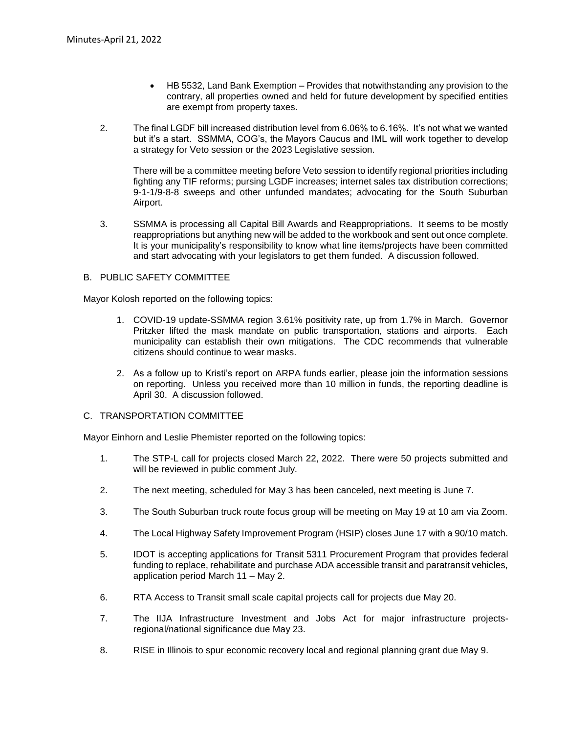- HB 5532, Land Bank Exemption – Provides that notwithstanding any provision to the contrary, all properties owned and held for future development by specified entities are exempt from property taxes.

2. The final LGDF bill increased distribution level from 6.06% to 6.16%. It's not what we wanted but it's a start. SSMMA, COG's, the Mayors Caucus and IML will work together to develop a strategy for Veto session or the 2023 Legislative session.

   There will be a committee meeting before Veto session to identify regional priorities including fighting any TIF reforms; pursing LGDF increases; internet sales tax distribution corrections; 9-1-1/9-8-8 sweeps and other unfunded mandates; advocating for the South Suburban Airport.

3. SSMMA is processing all Capital Bill Awards and Reappropriations. It seems to be mostly reappropriations but anything new will be added to the workbook and sent out once complete. It is your municipality's responsibility to know what line items/projects have been committed and start advocating with your legislators to get them funded. A discussion followed.

B. PUBLIC SAFETY COMMITTEE

Mayor Kolosh reported on the following topics:

1. COVID-19 update-SSMMA region 3.61% positivity rate, up from 1.7% in March. Governor Pritzker lifted the mask mandate on public transportation, stations and airports. Each municipality can establish their own mitigations. The CDC recommends that vulnerable citizens should continue to wear masks.

2. As a follow up to Kristi's report on ARPA funds earlier, please join the information sessions on reporting. Unless you received more than 10 million in funds, the reporting deadline is April 30. A discussion followed.

C. TRANSPORTATION COMMITTEE

Mayor Einhorn and Leslie Phemister reported on the following topics:

1. The STP-L call for projects closed March 22, 2022. There were 50 projects submitted and will be reviewed in public comment July.

2. The next meeting, scheduled for May 3 has been canceled, next meeting is June 7.

3. The South Suburban truck route focus group will be meeting on May 19 at 10 am via Zoom.

4. The Local Highway Safety Improvement Program (HSIP) closes June 17 with a 90/10 match.

5. IDOT is accepting applications for Transit 5311 Procurement Program that provides federal funding to replace, rehabilitate and purchase ADA accessible transit and paratransit vehicles, application period March 11 – May 2.

6. RTA Access to Transit small scale capital projects call for projects due May 20.

7. The IIJA Infrastructure Investment and Jobs Act for major infrastructure projects-regional/national significance due May 23.

8. RISE in Illinois to spur economic recovery local and regional planning grant due May 9.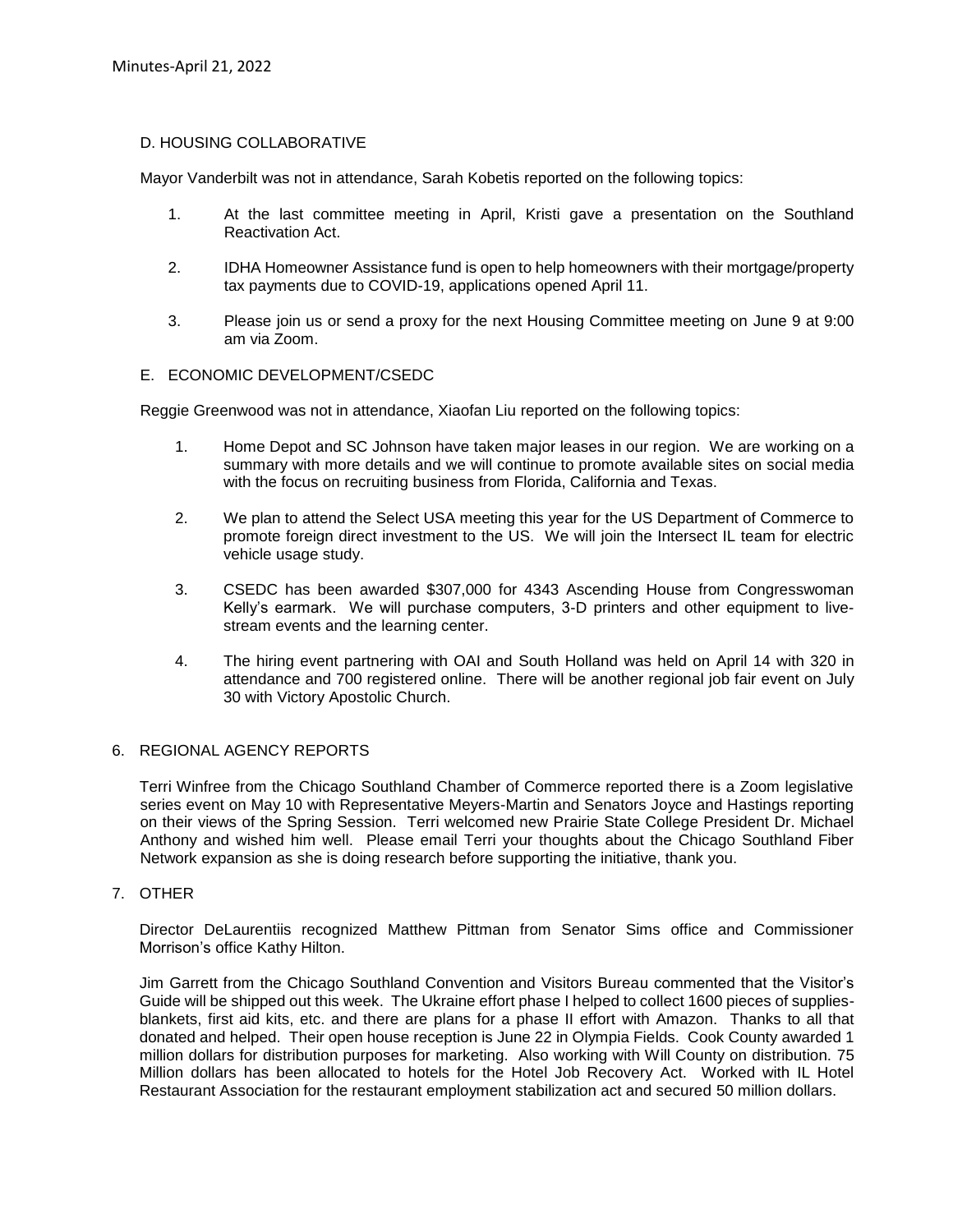### D. HOUSING COLLABORATIVE

Mayor Vanderbilt was not in attendance, Sarah Kobetis reported on the following topics:

1. At the last committee meeting in April, Kristi gave a presentation on the Southland Reactivation Act.
2. IDHA Homeowner Assistance fund is open to help homeowners with their mortgage/property tax payments due to COVID-19, applications opened April 11.
3. Please join us or send a proxy for the next Housing Committee meeting on June 9 at 9:00 am via Zoom.

### E. ECONOMIC DEVELOPMENT/CSEDC

Reggie Greenwood was not in attendance, Xiaofan Liu reported on the following topics:

1. Home Depot and SC Johnson have taken major leases in our region. We are working on a summary with more details and we will continue to promote available sites on social media with the focus on recruiting business from Florida, California and Texas.
2. We plan to attend the Select USA meeting this year for the US Department of Commerce to promote foreign direct investment to the US. We will join the Intersect IL team for electric vehicle usage study.
3. CSEDC has been awarded $307,000 for 4343 Ascending House from Congresswoman Kelly's earmark. We will purchase computers, 3-D printers and other equipment to live-stream events and the learning center.
4. The hiring event partnering with OAI and South Holland was held on April 14 with 320 in attendance and 700 registered online. There will be another regional job fair event on July 30 with Victory Apostolic Church.

## 6. REGIONAL AGENCY REPORTS

Terri Winfree from the Chicago Southland Chamber of Commerce reported there is a Zoom legislative series event on May 10 with Representative Meyers-Martin and Senators Joyce and Hastings reporting on their views of the Spring Session. Terri welcomed new Prairie State College President Dr. Michael Anthony and wished him well. Please email Terri your thoughts about the Chicago Southland Fiber Network expansion as she is doing research before supporting the initiative, thank you.

## 7. OTHER

Director DeLaurentiis recognized Matthew Pittman from Senator Sims office and Commissioner Morrison's office Kathy Hilton.

Jim Garrett from the Chicago Southland Convention and Visitors Bureau commented that the Visitor's Guide will be shipped out this week. The Ukraine effort phase I helped to collect 1600 pieces of supplies- blankets, first aid kits, etc. and there are plans for a phase II effort with Amazon. Thanks to all that donated and helped. Their open house reception is June 22 in Olympia Fields. Cook County awarded 1 million dollars for distribution purposes for marketing. Also working with Will County on distribution. 75 Million dollars has been allocated to hotels for the Hotel Job Recovery Act. Worked with IL Hotel Restaurant Association for the restaurant employment stabilization act and secured 50 million dollars.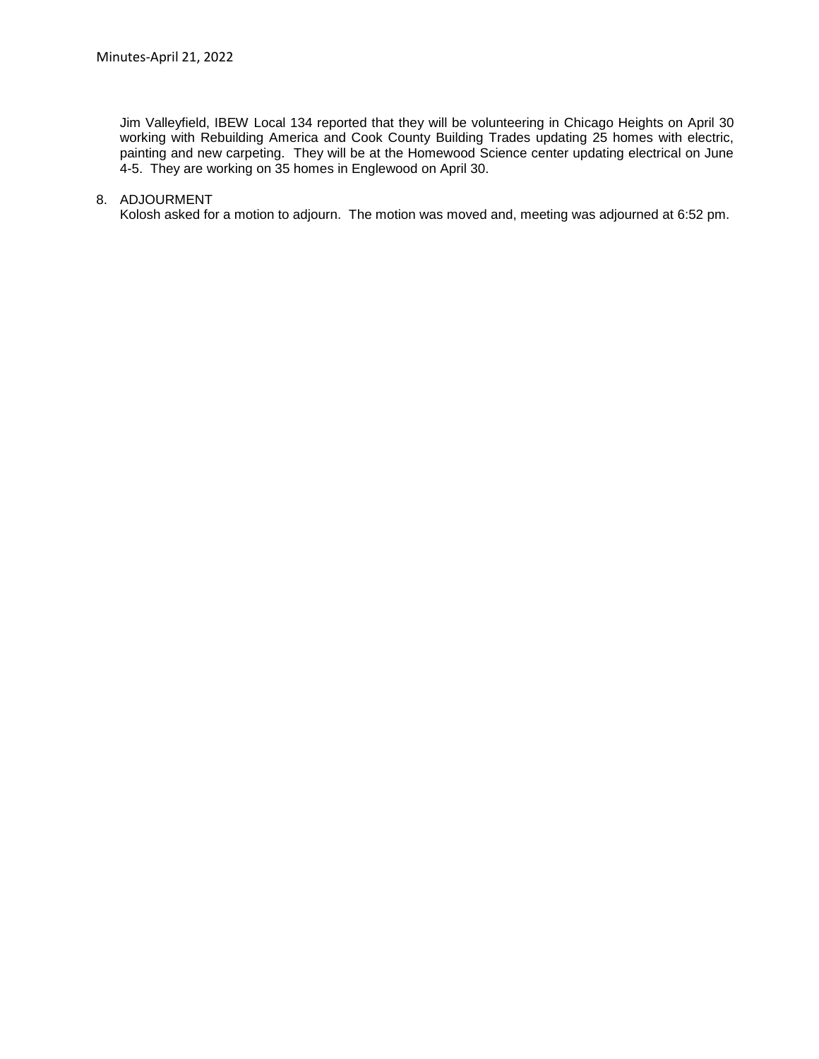Jim Valleyfield, IBEW Local 134 reported that they will be volunteering in Chicago Heights on April 30 working with Rebuilding America and Cook County Building Trades updating 25 homes with electric, painting and new carpeting. They will be at the Homewood Science center updating electrical on June 4-5. They are working on 35 homes in Englewood on April 30.

8. ADJOURMENT
   Kolosh asked for a motion to adjourn. The motion was moved and, meeting was adjourned at 6:52 pm.